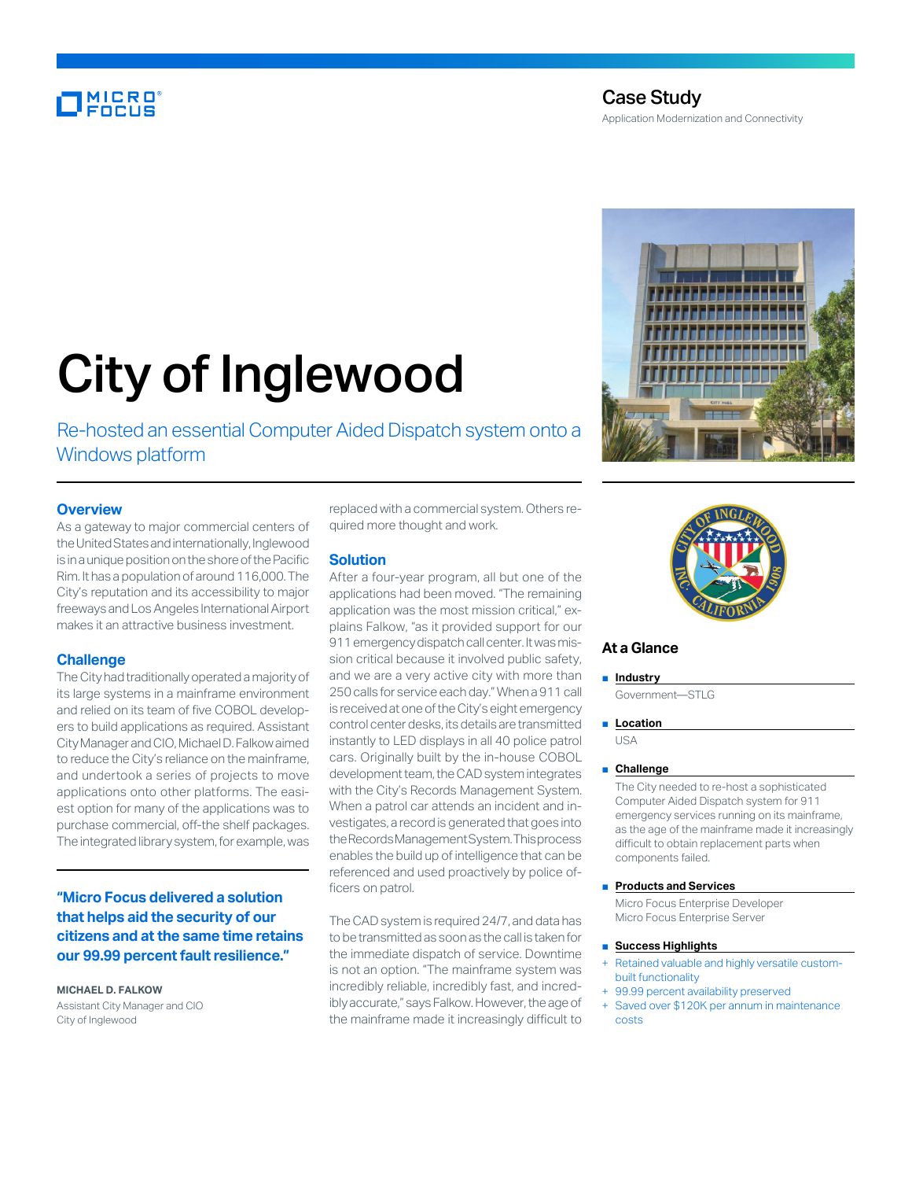Case Study

Application Modernization and Connectivity

# City of Inglewood

## Re-hosted an essential Computer Aided Dispatch system onto a Windows platform

### Overview

As a gateway to major commercial centers of the United States and internationally, Inglewood is in a unique position on the shore of the Pacific Rim. It has a population of around 116,000. The City's reputation and its accessibility to major freeways and Los Angeles International Airport makes it an attractive business investment.

### Challenge

The City had traditionally operated a majority of its large systems in a mainframe environment and relied on its team of five COBOL developers to build applications as required. Assistant City Manager and CIO, Michael D. Falkow aimed to reduce the City's reliance on the mainframe, and undertook a series of projects to move applications onto other platforms. The easiest option for many of the applications was to purchase commercial, off-the shelf packages. The integrated library system, for example, was replaced with a commercial system. Others required more thought and work.

**"Micro Focus delivered a solution that helps aid the security of our citizens and at the same time retains our 99.99 percent fault resilience."**

**MICHAEL D. FALKOW**
Assistant City Manager and CIO
City of Inglewood

### Solution

After a four-year program, all but one of the applications had been moved. "The remaining application was the most mission critical," explains Falkow, "as it provided support for our 911 emergency dispatch call center. It was mission critical because it involved public safety, and we are a very active city with more than 250 calls for service each day." When a 911 call is received at one of the City's eight emergency control center desks, its details are transmitted instantly to LED displays in all 40 police patrol cars. Originally built by the in-house COBOL development team, the CAD system integrates with the City's Records Management System. When a patrol car attends an incident and investigates, a record is generated that goes into the Records Management System. This process enables the build up of intelligence that can be referenced and used proactively by police officers on patrol.

The CAD system is required 24/7, and data has to be transmitted as soon as the call is taken for the immediate dispatch of service. Downtime is not an option. "The mainframe system was incredibly reliable, incredibly fast, and incredibly accurate," says Falkow. However, the age of the mainframe made it increasingly difficult to

### At a Glance

- **Industry**
  Government—STLG
- **Location**
  USA
- **Challenge**
  The City needed to re-host a sophisticated Computer Aided Dispatch system for 911 emergency services running on its mainframe, as the age of the mainframe made it increasingly difficult to obtain replacement parts when components failed.
- **Products and Services**
  Micro Focus Enterprise Developer
  Micro Focus Enterprise Server
- **Success Highlights**
  + Retained valuable and highly versatile custom-built functionality
  + 99.99 percent availability preserved
  + Saved over $120K per annum in maintenance costs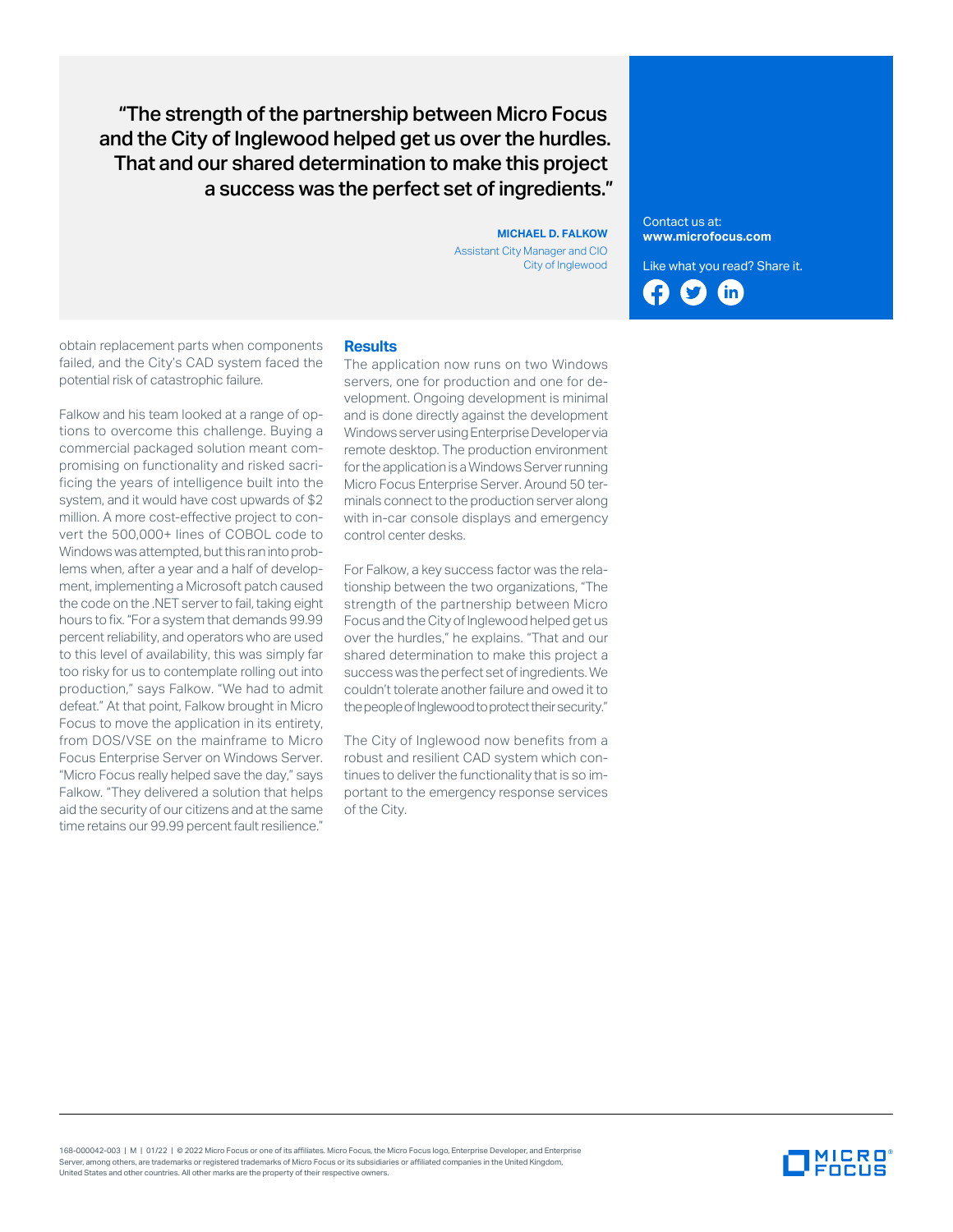> "The strength of the partnership between Micro Focus and the City of Inglewood helped get us over the hurdles. That and our shared determination to make this project a success was the perfect set of ingredients."
>
> **MICHAEL D. FALKOW**
> Assistant City Manager and CIO
> City of Inglewood

Contact us at:
**www.microfocus.com**

Like what you read? Share it.

obtain replacement parts when components failed, and the City's CAD system faced the potential risk of catastrophic failure.

Falkow and his team looked at a range of options to overcome this challenge. Buying a commercial packaged solution meant compromising on functionality and risked sacrificing the years of intelligence built into the system, and it would have cost upwards of $2 million. A more cost-effective project to convert the 500,000+ lines of COBOL code to Windows was attempted, but this ran into problems when, after a year and a half of development, implementing a Microsoft patch caused the code on the .NET server to fail, taking eight hours to fix. "For a system that demands 99.99 percent reliability, and operators who are used to this level of availability, this was simply far too risky for us to contemplate rolling out into production," says Falkow. "We had to admit defeat." At that point, Falkow brought in Micro Focus to move the application in its entirety, from DOS/VSE on the mainframe to Micro Focus Enterprise Server on Windows Server. "Micro Focus really helped save the day," says Falkow. "They delivered a solution that helps aid the security of our citizens and at the same time retains our 99.99 percent fault resilience."

## Results

The application now runs on two Windows servers, one for production and one for development. Ongoing development is minimal and is done directly against the development Windows server using Enterprise Developer via remote desktop. The production environment for the application is a Windows Server running Micro Focus Enterprise Server. Around 50 terminals connect to the production server along with in-car console displays and emergency control center desks.

For Falkow, a key success factor was the relationship between the two organizations, "The strength of the partnership between Micro Focus and the City of Inglewood helped get us over the hurdles," he explains. "That and our shared determination to make this project a success was the perfect set of ingredients. We couldn't tolerate another failure and owed it to the people of Inglewood to protect their security."

The City of Inglewood now benefits from a robust and resilient CAD system which continues to deliver the functionality that is so important to the emergency response services of the City.

168-000042-003 | M | 01/22 | © 2022 Micro Focus or one of its affiliates. Micro Focus, the Micro Focus logo, Enterprise Developer, and Enterprise Server, among others, are trademarks or registered trademarks of Micro Focus or its subsidiaries or affiliated companies in the United Kingdom, United States and other countries. All other marks are the property of their respective owners.